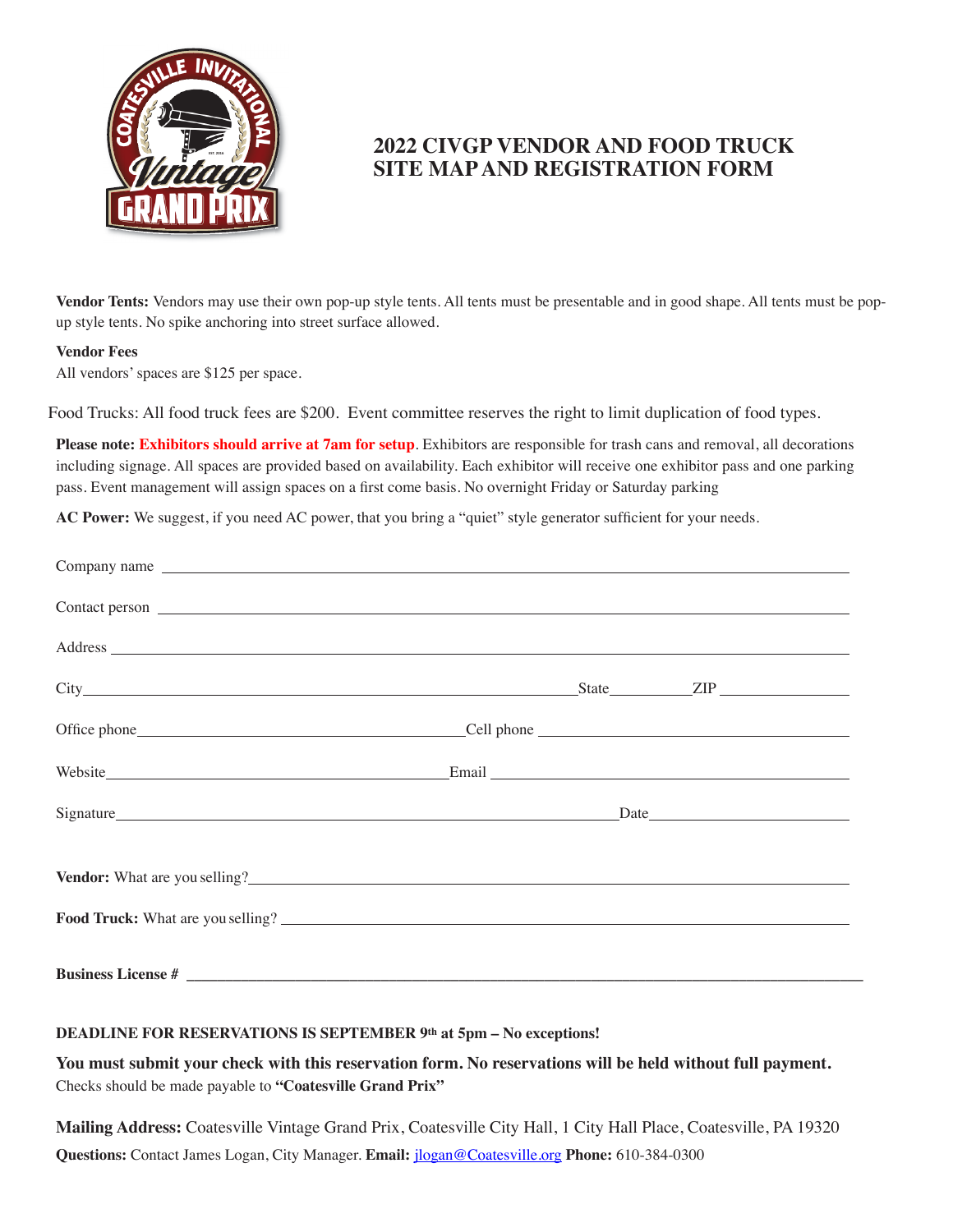# 2022 CIVGP VENDOR AND FOOD TRUCK SITE MAP AND REGISTRATION FORM

**Vendor Tents:** Vendors may use their own pop-up style tents. All tents must be presentable and in good shape. All tents must be pop-up style tents. No spike anchoring into street surface allowed.

**Vendor Fees**
All vendors' spaces are $125 per space.

Food Trucks: All food truck fees are $200. Event committee reserves the right to limit duplication of food types.

**Please note: Exhibitors should arrive at 7am for setup**. Exhibitors are responsible for trash cans and removal, all decorations including signage. All spaces are provided based on availability. Each exhibitor will receive one exhibitor pass and one parking pass. Event management will assign spaces on a first come basis. No overnight Friday or Saturday parking

**AC Power:** We suggest, if you need AC power, that you bring a "quiet" style generator sufficient for your needs.

Company name ______________________________

Contact person ______________________________

Address ______________________________

City ______________________________ State __________ ZIP __________

Office phone ______________________________ Cell phone ______________________________

Website ______________________________ Email ______________________________

Signature ______________________________ Date ______________________________

**Vendor:** What are you selling? ______________________________

**Food Truck:** What are you selling? ______________________________

**Business License #** ______________________________

**DEADLINE FOR RESERVATIONS IS SEPTEMBER 9th at 5pm – No exceptions!**

**You must submit your check with this reservation form. No reservations will be held without full payment.**
Checks should be made payable to **"Coatesville Grand Prix"**

**Mailing Address:** Coatesville Vintage Grand Prix, Coatesville City Hall, 1 City Hall Place, Coatesville, PA 19320

**Questions:** Contact James Logan, City Manager. **Email:** jlogan@Coatesville.org **Phone:** 610-384-0300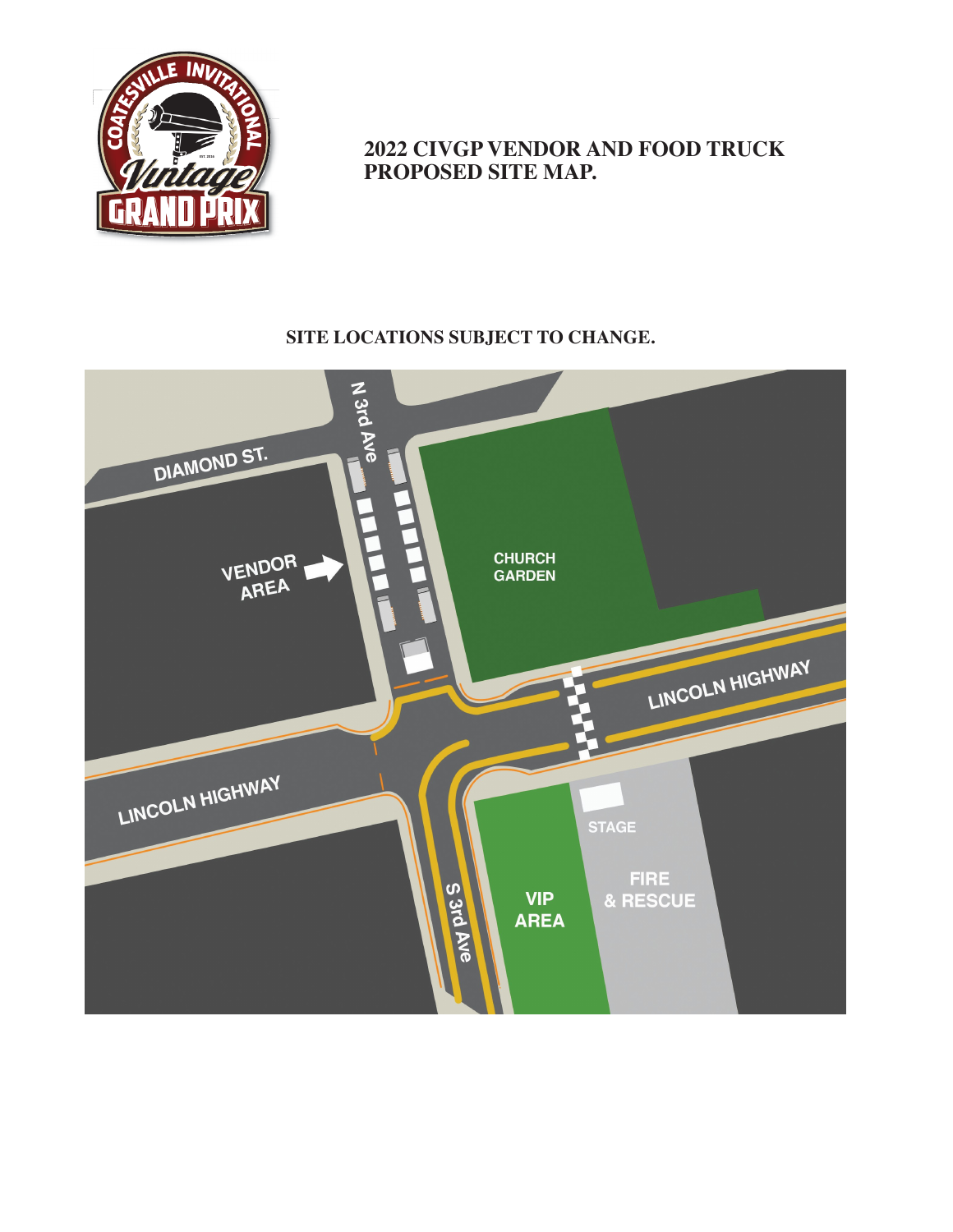COATESVILLE INVITATIONAL Vintage GRAND PRIX EST. 2016

# 2022 CIVGP VENDOR AND FOOD TRUCK PROPOSED SITE MAP.

**SITE LOCATIONS SUBJECT TO CHANGE.**

N 3rd Ave

DIAMOND ST.

VENDOR AREA

CHURCH GARDEN

LINCOLN HIGHWAY

LINCOLN HIGHWAY

STAGE

FIRE & RESCUE

VIP AREA

S 3rd Ave